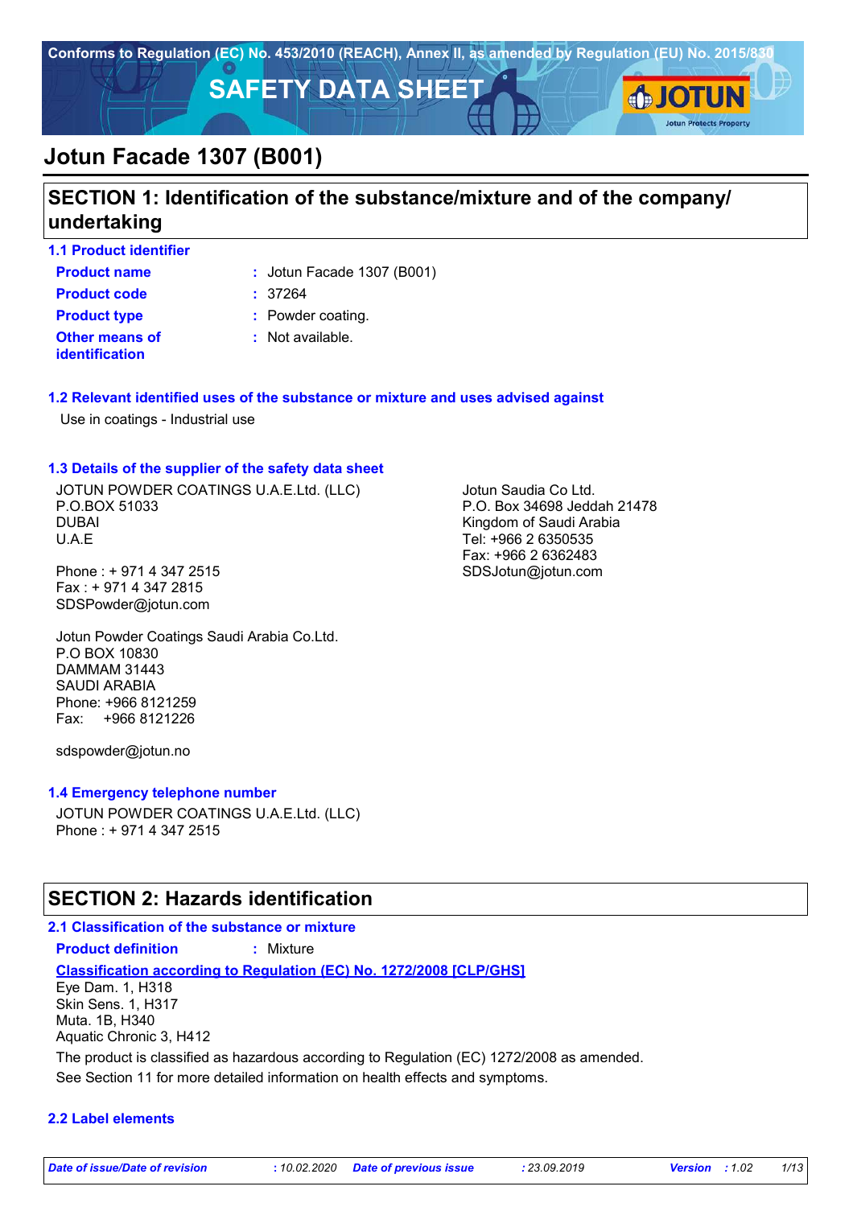Conforms to Regulation (EC) No. 453/2010 (REACH), Annex II, as amended by Regulation (EU) No. 2015/830

# SAFETY DATA SHEET

# Jotun Facade 1307 (B001)

## SECTION 1: Identification of the substance/mixture and of the company/ undertaking

### 1.1 Product identifier

**Product name** : Jotun Facade 1307 (B001)

**Product code** : 37264

**Product type** : Powder coating.

**Other means of identification** : Not available.

### 1.2 Relevant identified uses of the substance or mixture and uses advised against

Use in coatings - Industrial use

### 1.3 Details of the supplier of the safety data sheet

JOTUN POWDER COATINGS U.A.E.Ltd. (LLC)
P.O.BOX 51033
DUBAI
U.A.E

Phone : + 971 4 347 2515
Fax : + 971 4 347 2815
SDSPowder@jotun.com

Jotun Powder Coatings Saudi Arabia Co.Ltd.
P.O BOX 10830
DAMMAM 31443
SAUDI ARABIA
Phone: +966 8121259
Fax: +966 8121226

sdspowder@jotun.no

Jotun Saudia Co Ltd.
P.O. Box 34698 Jeddah 21478
Kingdom of Saudi Arabia
Tel: +966 2 6350535
Fax: +966 2 6362483
SDSJotun@jotun.com

### 1.4 Emergency telephone number

JOTUN POWDER COATINGS U.A.E.Ltd. (LLC)
Phone : + 971 4 347 2515

## SECTION 2: Hazards identification

### 2.1 Classification of the substance or mixture

**Product definition** : Mixture

**Classification according to Regulation (EC) No. 1272/2008 [CLP/GHS]**

Eye Dam. 1, H318
Skin Sens. 1, H317
Muta. 1B, H340
Aquatic Chronic 3, H412

The product is classified as hazardous according to Regulation (EC) 1272/2008 as amended.

See Section 11 for more detailed information on health effects and symptoms.

### 2.2 Label elements

*Date of issue/Date of revision* : 10.02.2020 *Date of previous issue* : 23.09.2019 *Version* : 1.02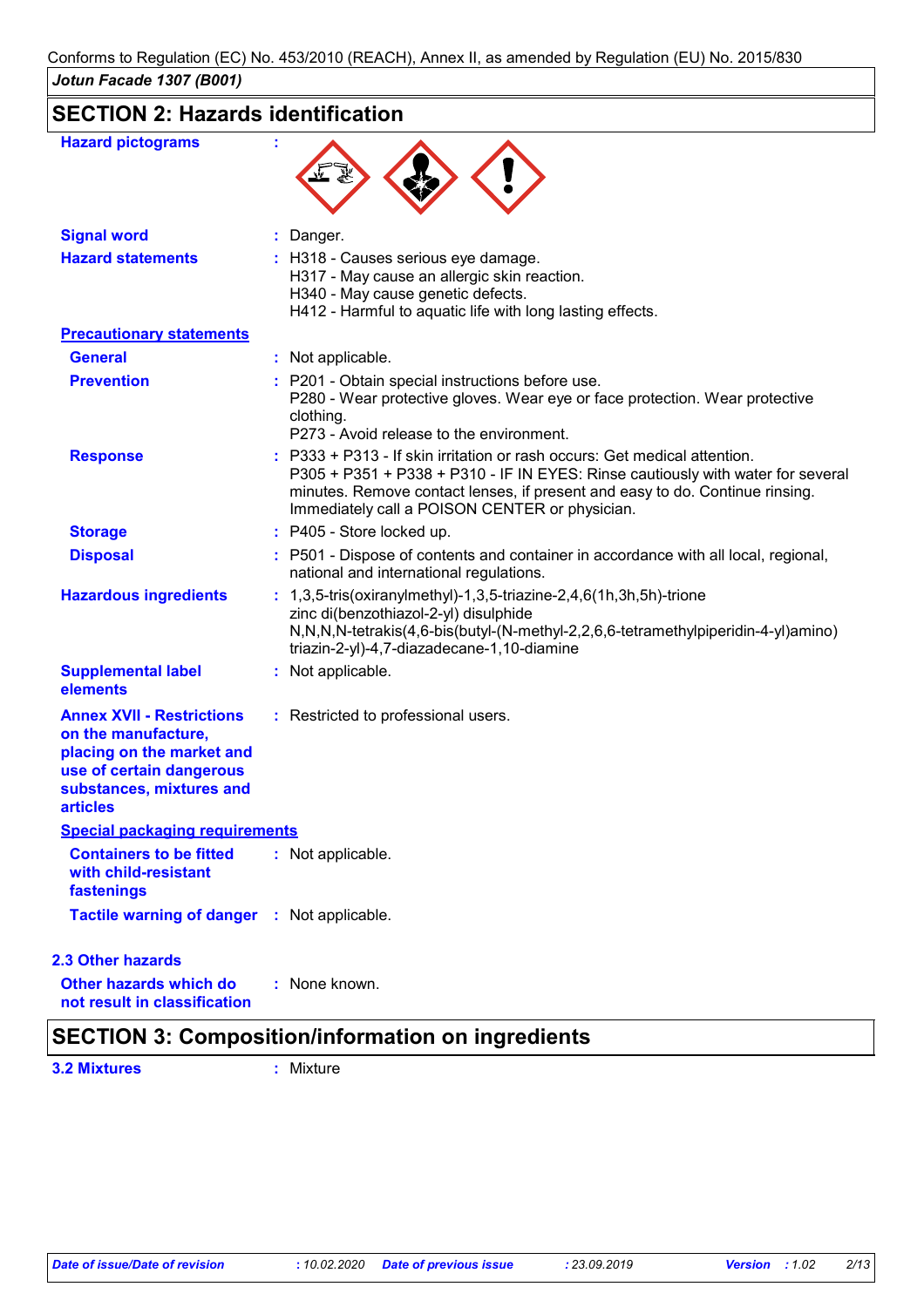Conforms to Regulation (EC) No. 453/2010 (REACH), Annex II, as amended by Regulation (EU) No. 2015/830

*Jotun Facade 1307 (B001)*

## SECTION 2: Hazards identification

**Hazard pictograms** :

**Signal word** : Danger.

**Hazard statements** : H318 - Causes serious eye damage.
H317 - May cause an allergic skin reaction.
H340 - May cause genetic defects.
H412 - Harmful to aquatic life with long lasting effects.

**Precautionary statements**

**General** : Not applicable.

**Prevention** : P201 - Obtain special instructions before use.
P280 - Wear protective gloves. Wear eye or face protection. Wear protective clothing.
P273 - Avoid release to the environment.

**Response** : P333 + P313 - If skin irritation or rash occurs: Get medical attention.
P305 + P351 + P338 + P310 - IF IN EYES: Rinse cautiously with water for several minutes. Remove contact lenses, if present and easy to do. Continue rinsing. Immediately call a POISON CENTER or physician.

**Storage** : P405 - Store locked up.

**Disposal** : P501 - Dispose of contents and container in accordance with all local, regional, national and international regulations.

**Hazardous ingredients** : 1,3,5-tris(oxiranylmethyl)-1,3,5-triazine-2,4,6(1h,3h,5h)-trione
zinc di(benzothiazol-2-yl) disulphide
N,N,N,N-tetrakis(4,6-bis(butyl-(N-methyl-2,2,6,6-tetramethylpiperidin-4-yl)amino) triazin-2-yl)-4,7-diazadecane-1,10-diamine

**Supplemental label elements** : Not applicable.

**Annex XVII - Restrictions on the manufacture, placing on the market and use of certain dangerous substances, mixtures and articles** : Restricted to professional users.

**Special packaging requirements**

**Containers to be fitted with child-resistant fastenings** : Not applicable.

**Tactile warning of danger** : Not applicable.

### 2.3 Other hazards

**Other hazards which do not result in classification** : None known.

## SECTION 3: Composition/information on ingredients

**3.2 Mixtures** : Mixture

| Date of issue/Date of revision | : 10.02.2020 | Date of previous issue | : 23.09.2019 | Version | : 1.02 |
|---|---|---|---|---|---|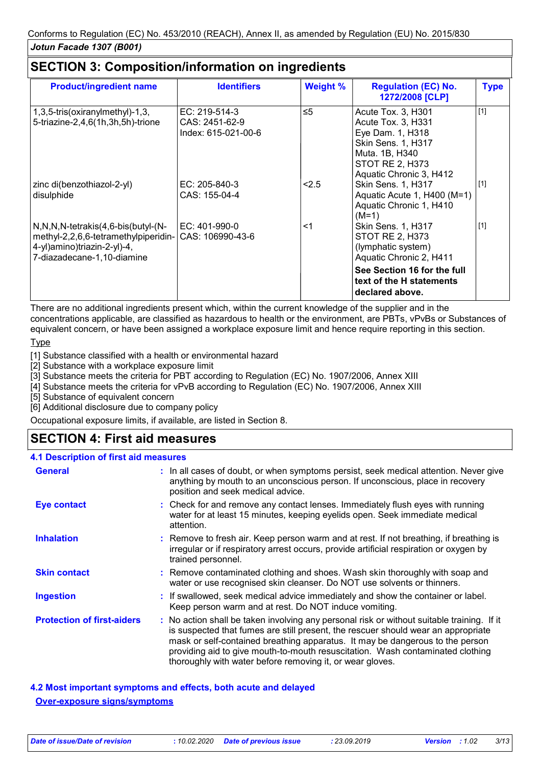Conforms to Regulation (EC) No. 453/2010 (REACH), Annex II, as amended by Regulation (EU) No. 2015/830

*Jotun Facade 1307 (B001)*

## SECTION 3: Composition/information on ingredients

| Product/ingredient name | Identifiers | Weight % | Regulation (EC) No. 1272/2008 [CLP] | Type |
|---|---|---|---|---|
| 1,3,5-tris(oxiranylmethyl)-1,3,5-triazine-2,4,6(1h,3h,5h)-trione | EC: 219-514-3<br>CAS: 2451-62-9<br>Index: 615-021-00-6 | ≤5 | Acute Tox. 3, H301<br>Acute Tox. 3, H331<br>Eye Dam. 1, H318<br>Skin Sens. 1, H317<br>Muta. 1B, H340<br>STOT RE 2, H373<br>Aquatic Chronic 3, H412 | [1] |
| zinc di(benzothiazol-2-yl) disulphide | EC: 205-840-3<br>CAS: 155-04-4 | <2.5 | Skin Sens. 1, H317<br>Aquatic Acute 1, H400 (M=1)<br>Aquatic Chronic 1, H410 (M=1) | [1] |
| N,N,N,N-tetrakis(4,6-bis(butyl-(N-methyl-2,2,6,6-tetramethylpiperidin-4-yl)amino)triazin-2-yl)-4,7-diazadecane-1,10-diamine | EC: 401-990-0<br>CAS: 106990-43-6 | <1 | Skin Sens. 1, H317<br>STOT RE 2, H373 (lymphatic system)<br>Aquatic Chronic 2, H411 | [1] |
| | | | **See Section 16 for the full text of the H statements declared above.** | |

There are no additional ingredients present which, within the current knowledge of the supplier and in the concentrations applicable, are classified as hazardous to health or the environment, are PBTs, vPvBs or Substances of equivalent concern, or have been assigned a workplace exposure limit and hence require reporting in this section.

Type

[1] Substance classified with a health or environmental hazard
[2] Substance with a workplace exposure limit
[3] Substance meets the criteria for PBT according to Regulation (EC) No. 1907/2006, Annex XIII
[4] Substance meets the criteria for vPvB according to Regulation (EC) No. 1907/2006, Annex XIII
[5] Substance of equivalent concern
[6] Additional disclosure due to company policy

Occupational exposure limits, if available, are listed in Section 8.

## SECTION 4: First aid measures

### 4.1 Description of first aid measures

**General** : In all cases of doubt, or when symptoms persist, seek medical attention. Never give anything by mouth to an unconscious person. If unconscious, place in recovery position and seek medical advice.

**Eye contact** : Check for and remove any contact lenses. Immediately flush eyes with running water for at least 15 minutes, keeping eyelids open. Seek immediate medical attention.

**Inhalation** : Remove to fresh air. Keep person warm and at rest. If not breathing, if breathing is irregular or if respiratory arrest occurs, provide artificial respiration or oxygen by trained personnel.

**Skin contact** : Remove contaminated clothing and shoes. Wash skin thoroughly with soap and water or use recognised skin cleanser. Do NOT use solvents or thinners.

**Ingestion** : If swallowed, seek medical advice immediately and show the container or label. Keep person warm and at rest. Do NOT induce vomiting.

**Protection of first-aiders** : No action shall be taken involving any personal risk or without suitable training. If it is suspected that fumes are still present, the rescuer should wear an appropriate mask or self-contained breathing apparatus. It may be dangerous to the person providing aid to give mouth-to-mouth resuscitation. Wash contaminated clothing thoroughly with water before removing it, or wear gloves.

### 4.2 Most important symptoms and effects, both acute and delayed

**Over-exposure signs/symptoms**

*Date of issue/Date of revision* : 10.02.2020 *Date of previous issue* : 23.09.2019 *Version* : 1.02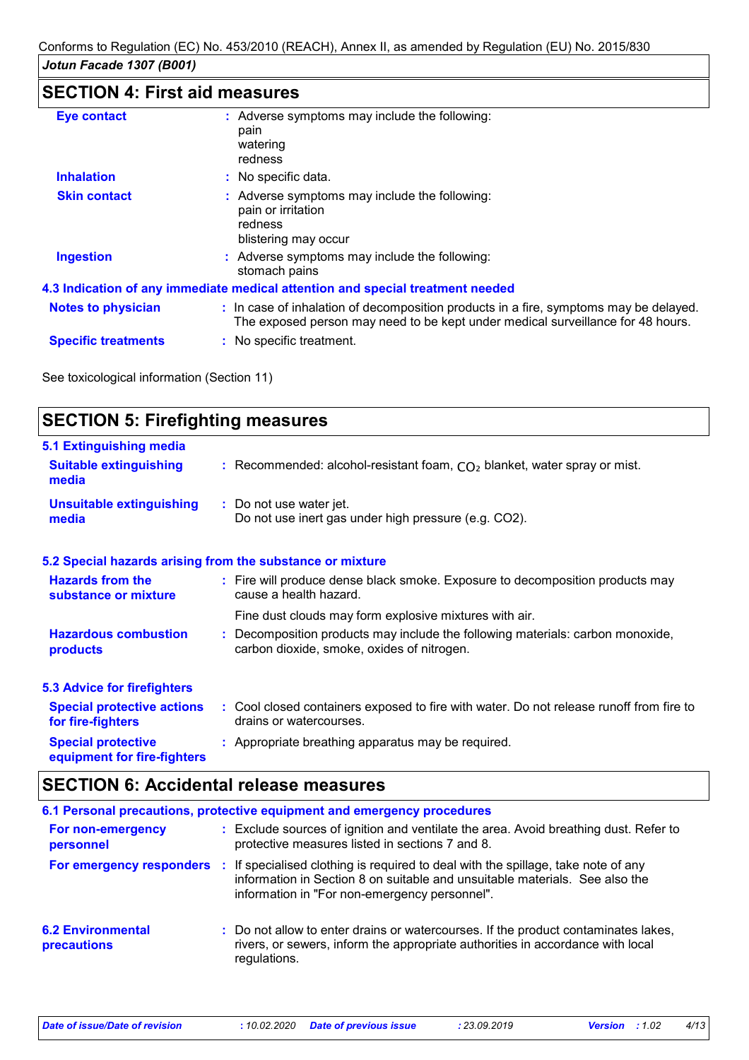## SECTION 4: First aid measures

**Eye contact** : Adverse symptoms may include the following:
pain
watering
redness

**Inhalation** : No specific data.

**Skin contact** : Adverse symptoms may include the following:
pain or irritation
redness
blistering may occur

**Ingestion** : Adverse symptoms may include the following:
stomach pains

### 4.3 Indication of any immediate medical attention and special treatment needed

**Notes to physician** : In case of inhalation of decomposition products in a fire, symptoms may be delayed. The exposed person may need to be kept under medical surveillance for 48 hours.

**Specific treatments** : No specific treatment.

See toxicological information (Section 11)

## SECTION 5: Firefighting measures

### 5.1 Extinguishing media

**Suitable extinguishing media** : Recommended: alcohol-resistant foam, $CO_2$ blanket, water spray or mist.

**Unsuitable extinguishing media** : Do not use water jet.
Do not use inert gas under high pressure (e.g. CO2).

### 5.2 Special hazards arising from the substance or mixture

**Hazards from the substance or mixture** : Fire will produce dense black smoke. Exposure to decomposition products may cause a health hazard.

Fine dust clouds may form explosive mixtures with air.

**Hazardous combustion products** : Decomposition products may include the following materials: carbon monoxide, carbon dioxide, smoke, oxides of nitrogen.

### 5.3 Advice for firefighters

**Special protective actions for fire-fighters** : Cool closed containers exposed to fire with water. Do not release runoff from fire to drains or watercourses.

**Special protective equipment for fire-fighters** : Appropriate breathing apparatus may be required.

## SECTION 6: Accidental release measures

### 6.1 Personal precautions, protective equipment and emergency procedures

**For non-emergency personnel** : Exclude sources of ignition and ventilate the area. Avoid breathing dust. Refer to protective measures listed in sections 7 and 8.

**For emergency responders** : If specialised clothing is required to deal with the spillage, take note of any information in Section 8 on suitable and unsuitable materials. See also the information in "For non-emergency personnel".

**6.2 Environmental precautions** : Do not allow to enter drains or watercourses. If the product contaminates lakes, rivers, or sewers, inform the appropriate authorities in accordance with local regulations.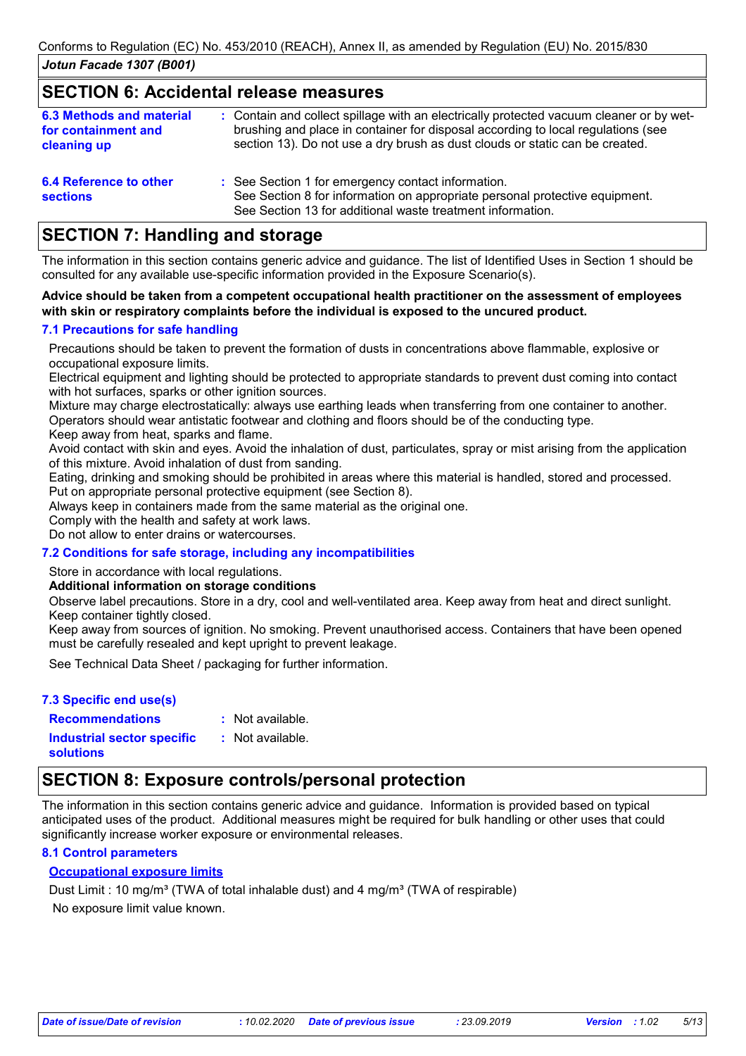## SECTION 6: Accidental release measures

| | |
|---|---|
| **6.3 Methods and material for containment and cleaning up** | : Contain and collect spillage with an electrically protected vacuum cleaner or by wet-brushing and place in container for disposal according to local regulations (see section 13). Do not use a dry brush as dust clouds or static can be created. |
| **6.4 Reference to other sections** | : See Section 1 for emergency contact information. See Section 8 for information on appropriate personal protective equipment. See Section 13 for additional waste treatment information. |

## SECTION 7: Handling and storage

The information in this section contains generic advice and guidance. The list of Identified Uses in Section 1 should be consulted for any available use-specific information provided in the Exposure Scenario(s).

**Advice should be taken from a competent occupational health practitioner on the assessment of employees with skin or respiratory complaints before the individual is exposed to the uncured product.**

### 7.1 Precautions for safe handling

Precautions should be taken to prevent the formation of dusts in concentrations above flammable, explosive or occupational exposure limits.
Electrical equipment and lighting should be protected to appropriate standards to prevent dust coming into contact with hot surfaces, sparks or other ignition sources.
Mixture may charge electrostatically: always use earthing leads when transferring from one container to another. Operators should wear antistatic footwear and clothing and floors should be of the conducting type.
Keep away from heat, sparks and flame.
Avoid contact with skin and eyes. Avoid the inhalation of dust, particulates, spray or mist arising from the application of this mixture. Avoid inhalation of dust from sanding.
Eating, drinking and smoking should be prohibited in areas where this material is handled, stored and processed.
Put on appropriate personal protective equipment (see Section 8).
Always keep in containers made from the same material as the original one.
Comply with the health and safety at work laws.
Do not allow to enter drains or watercourses.

### 7.2 Conditions for safe storage, including any incompatibilities

Store in accordance with local regulations.

**Additional information on storage conditions**

Observe label precautions. Store in a dry, cool and well-ventilated area. Keep away from heat and direct sunlight. Keep container tightly closed.
Keep away from sources of ignition. No smoking. Prevent unauthorised access. Containers that have been opened must be carefully resealed and kept upright to prevent leakage.

See Technical Data Sheet / packaging for further information.

### 7.3 Specific end use(s)

| | |
|---|---|
| **Recommendations** | : Not available. |
| **Industrial sector specific solutions** | : Not available. |

## SECTION 8: Exposure controls/personal protection

The information in this section contains generic advice and guidance. Information is provided based on typical anticipated uses of the product. Additional measures might be required for bulk handling or other uses that could significantly increase worker exposure or environmental releases.

### 8.1 Control parameters

**Occupational exposure limits**

Dust Limit : 10 mg/m³ (TWA of total inhalable dust) and 4 mg/m³ (TWA of respirable)

No exposure limit value known.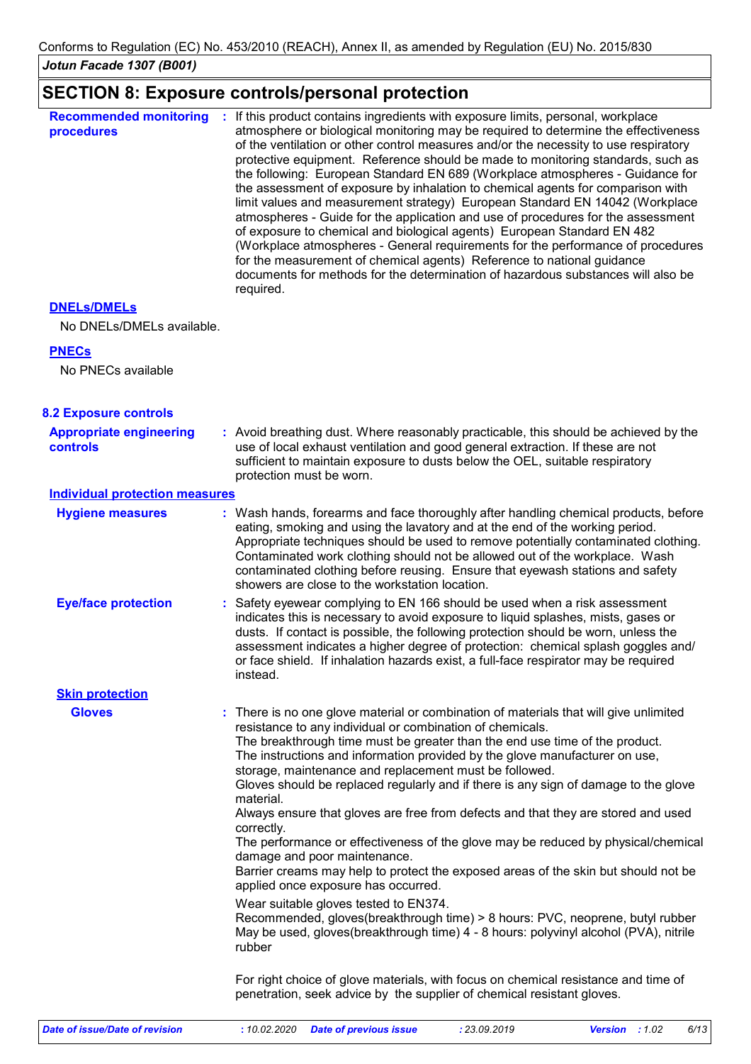## SECTION 8: Exposure controls/personal protection

**Recommended monitoring procedures** : If this product contains ingredients with exposure limits, personal, workplace atmosphere or biological monitoring may be required to determine the effectiveness of the ventilation or other control measures and/or the necessity to use respiratory protective equipment. Reference should be made to monitoring standards, such as the following: European Standard EN 689 (Workplace atmospheres - Guidance for the assessment of exposure by inhalation to chemical agents for comparison with limit values and measurement strategy) European Standard EN 14042 (Workplace atmospheres - Guide for the application and use of procedures for the assessment of exposure to chemical and biological agents) European Standard EN 482 (Workplace atmospheres - General requirements for the performance of procedures for the measurement of chemical agents) Reference to national guidance documents for methods for the determination of hazardous substances will also be required.

**DNELs/DMELs**

No DNELs/DMELs available.

**PNECs**

No PNECs available

### 8.2 Exposure controls

**Appropriate engineering controls** : Avoid breathing dust. Where reasonably practicable, this should be achieved by the use of local exhaust ventilation and good general extraction. If these are not sufficient to maintain exposure to dusts below the OEL, suitable respiratory protection must be worn.

**Individual protection measures**

**Hygiene measures** : Wash hands, forearms and face thoroughly after handling chemical products, before eating, smoking and using the lavatory and at the end of the working period. Appropriate techniques should be used to remove potentially contaminated clothing. Contaminated work clothing should not be allowed out of the workplace. Wash contaminated clothing before reusing. Ensure that eyewash stations and safety showers are close to the workstation location.

**Eye/face protection** : Safety eyewear complying to EN 166 should be used when a risk assessment indicates this is necessary to avoid exposure to liquid splashes, mists, gases or dusts. If contact is possible, the following protection should be worn, unless the assessment indicates a higher degree of protection: chemical splash goggles and/ or face shield. If inhalation hazards exist, a full-face respirator may be required instead.

**Skin protection**

**Gloves** : There is no one glove material or combination of materials that will give unlimited resistance to any individual or combination of chemicals.
The breakthrough time must be greater than the end use time of the product.
The instructions and information provided by the glove manufacturer on use, storage, maintenance and replacement must be followed.
Gloves should be replaced regularly and if there is any sign of damage to the glove material.
Always ensure that gloves are free from defects and that they are stored and used correctly.
The performance or effectiveness of the glove may be reduced by physical/chemical damage and poor maintenance.
Barrier creams may help to protect the exposed areas of the skin but should not be applied once exposure has occurred.

Wear suitable gloves tested to EN374.
Recommended, gloves(breakthrough time) > 8 hours: PVC, neoprene, butyl rubber
May be used, gloves(breakthrough time) 4 - 8 hours: polyvinyl alcohol (PVA), nitrile rubber

For right choice of glove materials, with focus on chemical resistance and time of penetration, seek advice by the supplier of chemical resistant gloves.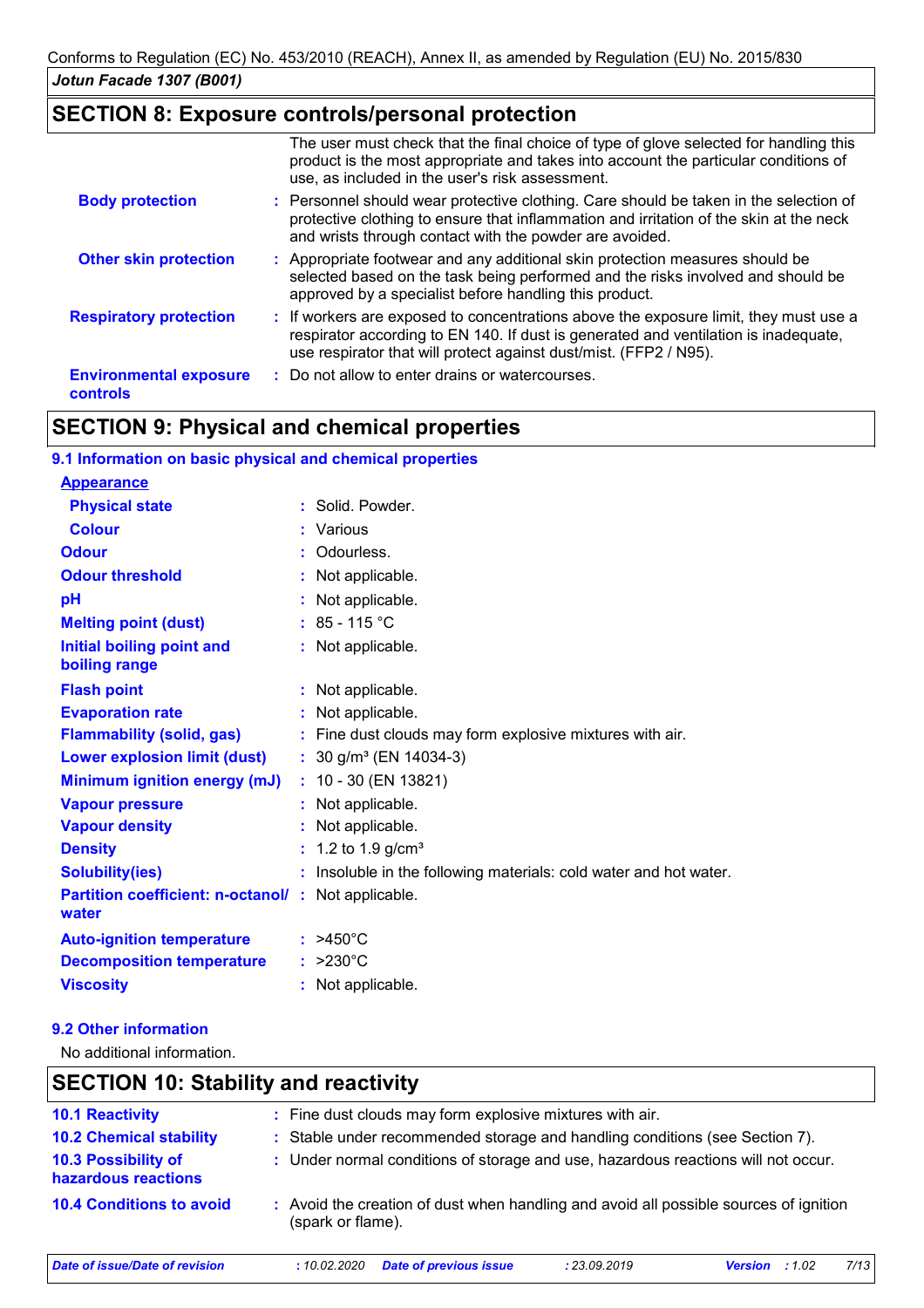## SECTION 8: Exposure controls/personal protection

The user must check that the final choice of type of glove selected for handling this product is the most appropriate and takes into account the particular conditions of use, as included in the user's risk assessment.

**Body protection** : Personnel should wear protective clothing. Care should be taken in the selection of protective clothing to ensure that inflammation and irritation of the skin at the neck and wrists through contact with the powder are avoided.

**Other skin protection** : Appropriate footwear and any additional skin protection measures should be selected based on the task being performed and the risks involved and should be approved by a specialist before handling this product.

**Respiratory protection** : If workers are exposed to concentrations above the exposure limit, they must use a respirator according to EN 140. If dust is generated and ventilation is inadequate, use respirator that will protect against dust/mist. (FFP2 / N95).

**Environmental exposure controls** : Do not allow to enter drains or watercourses.

## SECTION 9: Physical and chemical properties

### 9.1 Information on basic physical and chemical properties

**Appearance**

| Property | Value |
|---|---|
| Physical state | Solid. Powder. |
| Colour | Various |
| Odour | Odourless. |
| Odour threshold | Not applicable. |
| pH | Not applicable. |
| Melting point (dust) | 85 - 115 °C |
| Initial boiling point and boiling range | Not applicable. |
| Flash point | Not applicable. |
| Evaporation rate | Not applicable. |
| Flammability (solid, gas) | Fine dust clouds may form explosive mixtures with air. |
| Lower explosion limit (dust) | 30 g/m³ (EN 14034-3) |
| Minimum ignition energy (mJ) | 10 - 30 (EN 13821) |
| Vapour pressure | Not applicable. |
| Vapour density | Not applicable. |
| Density | 1.2 to 1.9 g/cm³ |
| Solubility(ies) | Insoluble in the following materials: cold water and hot water. |
| Partition coefficient: n-octanol/ water | Not applicable. |
| Auto-ignition temperature | >450°C |
| Decomposition temperature | >230°C |
| Viscosity | Not applicable. |

### 9.2 Other information

No additional information.

## SECTION 10: Stability and reactivity

**10.1 Reactivity** : Fine dust clouds may form explosive mixtures with air.

**10.2 Chemical stability** : Stable under recommended storage and handling conditions (see Section 7).

**10.3 Possibility of hazardous reactions** : Under normal conditions of storage and use, hazardous reactions will not occur.

**10.4 Conditions to avoid** : Avoid the creation of dust when handling and avoid all possible sources of ignition (spark or flame).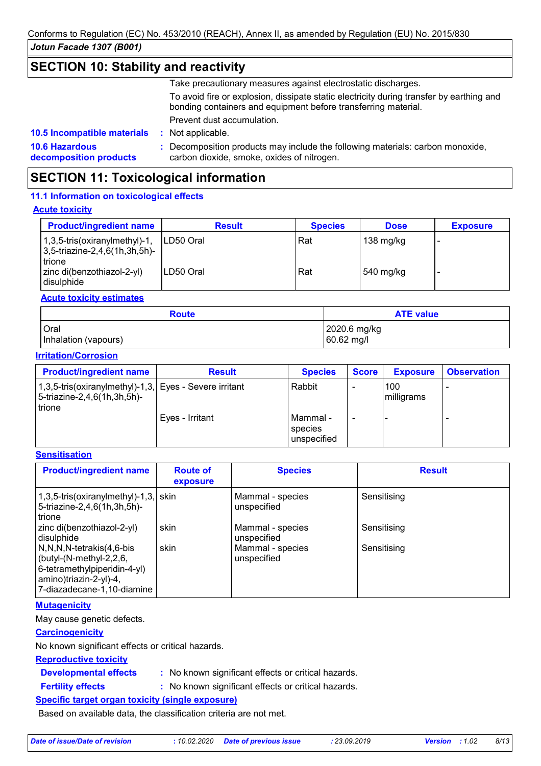## SECTION 10: Stability and reactivity

Take precautionary measures against electrostatic discharges.

To avoid fire or explosion, dissipate static electricity during transfer by earthing and bonding containers and equipment before transferring material.

Prevent dust accumulation.

**10.5 Incompatible materials** : Not applicable.

**10.6 Hazardous decomposition products** : Decomposition products may include the following materials: carbon monoxide, carbon dioxide, smoke, oxides of nitrogen.

## SECTION 11: Toxicological information

### 11.1 Information on toxicological effects

**Acute toxicity**

| Product/ingredient name | Result | Species | Dose | Exposure |
|---|---|---|---|---|
| 1,3,5-tris(oxiranylmethyl)-1,3,5-triazine-2,4,6(1h,3h,5h)-trione | LD50 Oral | Rat | 138 mg/kg | - |
| zinc di(benzothiazol-2-yl) disulphide | LD50 Oral | Rat | 540 mg/kg | - |

**Acute toxicity estimates**

| Route | ATE value |
|---|---|
| Oral | 2020.6 mg/kg |
| Inhalation (vapours) | 60.62 mg/l |

**Irritation/Corrosion**

| Product/ingredient name | Result | Species | Score | Exposure | Observation |
|---|---|---|---|---|---|
| 1,3,5-tris(oxiranylmethyl)-1,3,5-triazine-2,4,6(1h,3h,5h)-trione | Eyes - Severe irritant | Rabbit | - | 100 milligrams | - |
| | Eyes - Irritant | Mammal - species unspecified | - | - | - |

**Sensitisation**

| Product/ingredient name | Route of exposure | Species | Result |
|---|---|---|---|
| 1,3,5-tris(oxiranylmethyl)-1,3,5-triazine-2,4,6(1h,3h,5h)-trione | skin | Mammal - species unspecified | Sensitising |
| zinc di(benzothiazol-2-yl) disulphide | skin | Mammal - species unspecified | Sensitising |
| N,N,N,N-tetrakis(4,6-bis (butyl-(N-methyl-2,2,6,6-tetramethylpiperidin-4-yl) amino)triazin-2-yl)-4,7-diazadecane-1,10-diamine | skin | Mammal - species unspecified | Sensitising |

**Mutagenicity**

May cause genetic defects.

**Carcinogenicity**

No known significant effects or critical hazards.

**Reproductive toxicity**

**Developmental effects** : No known significant effects or critical hazards.

**Fertility effects** : No known significant effects or critical hazards.

**Specific target organ toxicity (single exposure)**

Based on available data, the classification criteria are not met.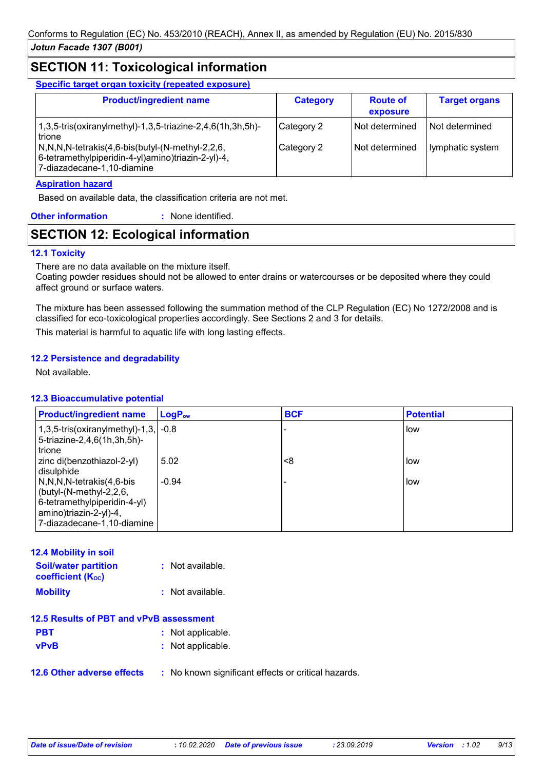## SECTION 11: Toxicological information

**Specific target organ toxicity (repeated exposure)**

| Product/ingredient name | Category | Route of exposure | Target organs |
|---|---|---|---|
| 1,3,5-tris(oxiranylmethyl)-1,3,5-triazine-2,4,6(1h,3h,5h)-trione | Category 2 | Not determined | Not determined |
| N,N,N,N-tetrakis(4,6-bis(butyl-(N-methyl-2,2,6,6-tetramethylpiperidin-4-yl)amino)triazin-2-yl)-4,7-diazadecane-1,10-diamine | Category 2 | Not determined | lymphatic system |

**Aspiration hazard**

Based on available data, the classification criteria are not met.

**Other information** : None identified.

## SECTION 12: Ecological information

### 12.1 Toxicity

There are no data available on the mixture itself.
Coating powder residues should not be allowed to enter drains or watercourses or be deposited where they could affect ground or surface waters.

The mixture has been assessed following the summation method of the CLP Regulation (EC) No 1272/2008 and is classified for eco-toxicological properties accordingly. See Sections 2 and 3 for details.

This material is harmful to aquatic life with long lasting effects.

### 12.2 Persistence and degradability

Not available.

### 12.3 Bioaccumulative potential

| Product/ingredient name | $LogP_{ow}$ | BCF | Potential |
|---|---|---|---|
| 1,3,5-tris(oxiranylmethyl)-1,3,5-triazine-2,4,6(1h,3h,5h)-trione | -0.8 | - | low |
| zinc di(benzothiazol-2-yl) disulphide | 5.02 | <8 | low |
| N,N,N,N-tetrakis(4,6-bis(butyl-(N-methyl-2,2,6,6-tetramethylpiperidin-4-yl)amino)triazin-2-yl)-4,7-diazadecane-1,10-diamine | -0.94 | - | low |

### 12.4 Mobility in soil

**Soil/water partition coefficient ($K_{OC}$)** : Not available.

**Mobility** : Not available.

### 12.5 Results of PBT and vPvB assessment

**PBT** : Not applicable.

**vPvB** : Not applicable.

### 12.6 Other adverse effects

: No known significant effects or critical hazards.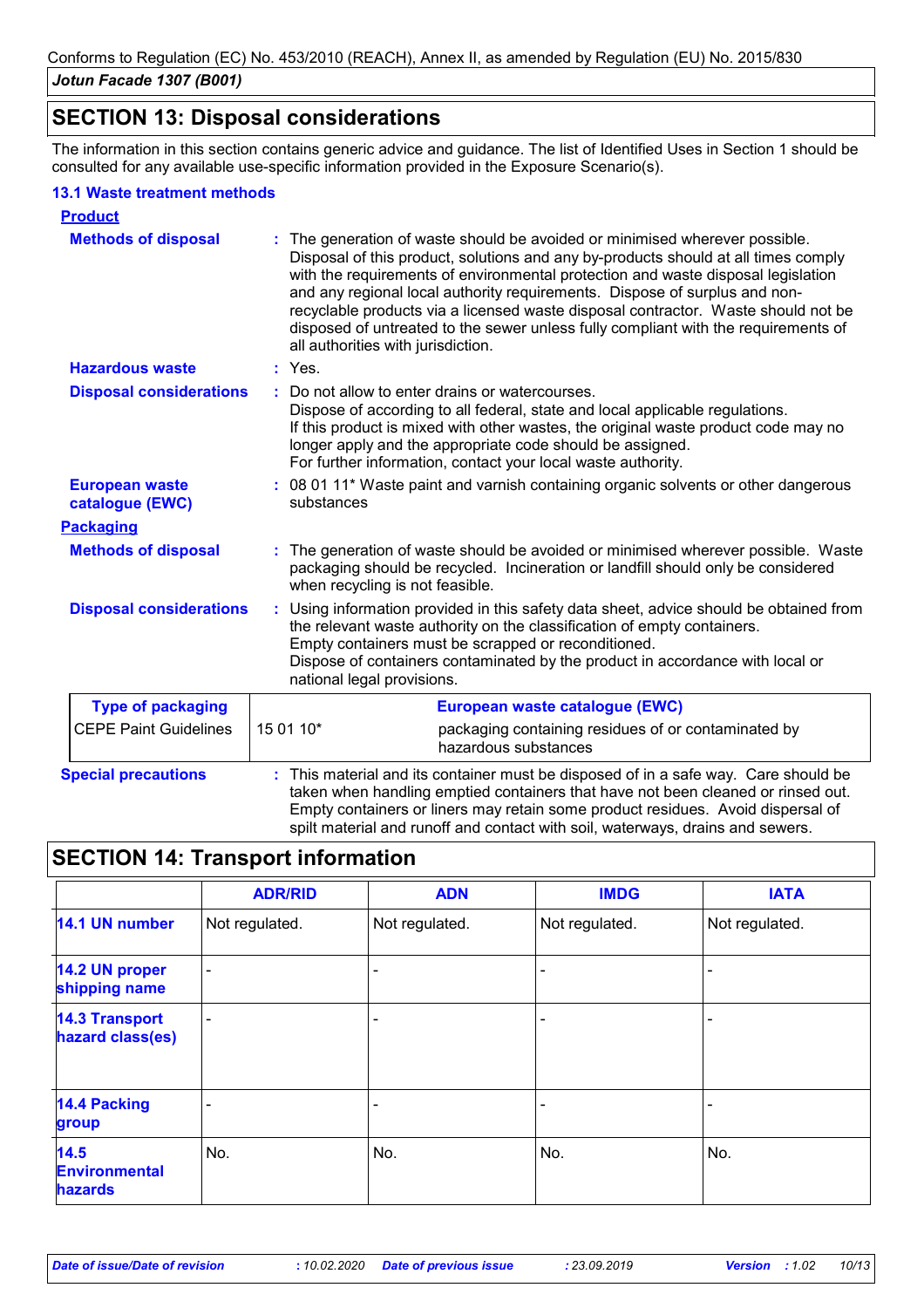## SECTION 13: Disposal considerations

The information in this section contains generic advice and guidance. The list of Identified Uses in Section 1 should be consulted for any available use-specific information provided in the Exposure Scenario(s).

### 13.1 Waste treatment methods

**Product**

**Methods of disposal** : The generation of waste should be avoided or minimised wherever possible. Disposal of this product, solutions and any by-products should at all times comply with the requirements of environmental protection and waste disposal legislation and any regional local authority requirements. Dispose of surplus and non-recyclable products via a licensed waste disposal contractor. Waste should not be disposed of untreated to the sewer unless fully compliant with the requirements of all authorities with jurisdiction.

**Hazardous waste** : Yes.

**Disposal considerations** : Do not allow to enter drains or watercourses.
Dispose of according to all federal, state and local applicable regulations.
If this product is mixed with other wastes, the original waste product code may no longer apply and the appropriate code should be assigned.
For further information, contact your local waste authority.

**European waste catalogue (EWC)** : 08 01 11* Waste paint and varnish containing organic solvents or other dangerous substances

**Packaging**

**Methods of disposal** : The generation of waste should be avoided or minimised wherever possible. Waste packaging should be recycled. Incineration or landfill should only be considered when recycling is not feasible.

**Disposal considerations** : Using information provided in this safety data sheet, advice should be obtained from the relevant waste authority on the classification of empty containers.
Empty containers must be scrapped or reconditioned.
Dispose of containers contaminated by the product in accordance with local or national legal provisions.

| Type of packaging | European waste catalogue (EWC) | |
|---|---|---|
| CEPE Paint Guidelines | 15 01 10* | packaging containing residues of or contaminated by hazardous substances |

**Special precautions** : This material and its container must be disposed of in a safe way. Care should be taken when handling emptied containers that have not been cleaned or rinsed out. Empty containers or liners may retain some product residues. Avoid dispersal of spilt material and runoff and contact with soil, waterways, drains and sewers.

## SECTION 14: Transport information

| | ADR/RID | ADN | IMDG | IATA |
|---|---|---|---|---|
| **14.1 UN number** | Not regulated. | Not regulated. | Not regulated. | Not regulated. |
| **14.2 UN proper shipping name** | - | - | - | - |
| **14.3 Transport hazard class(es)** | - | - | - | - |
| **14.4 Packing group** | - | - | - | - |
| **14.5 Environmental hazards** | No. | No. | No. | No. |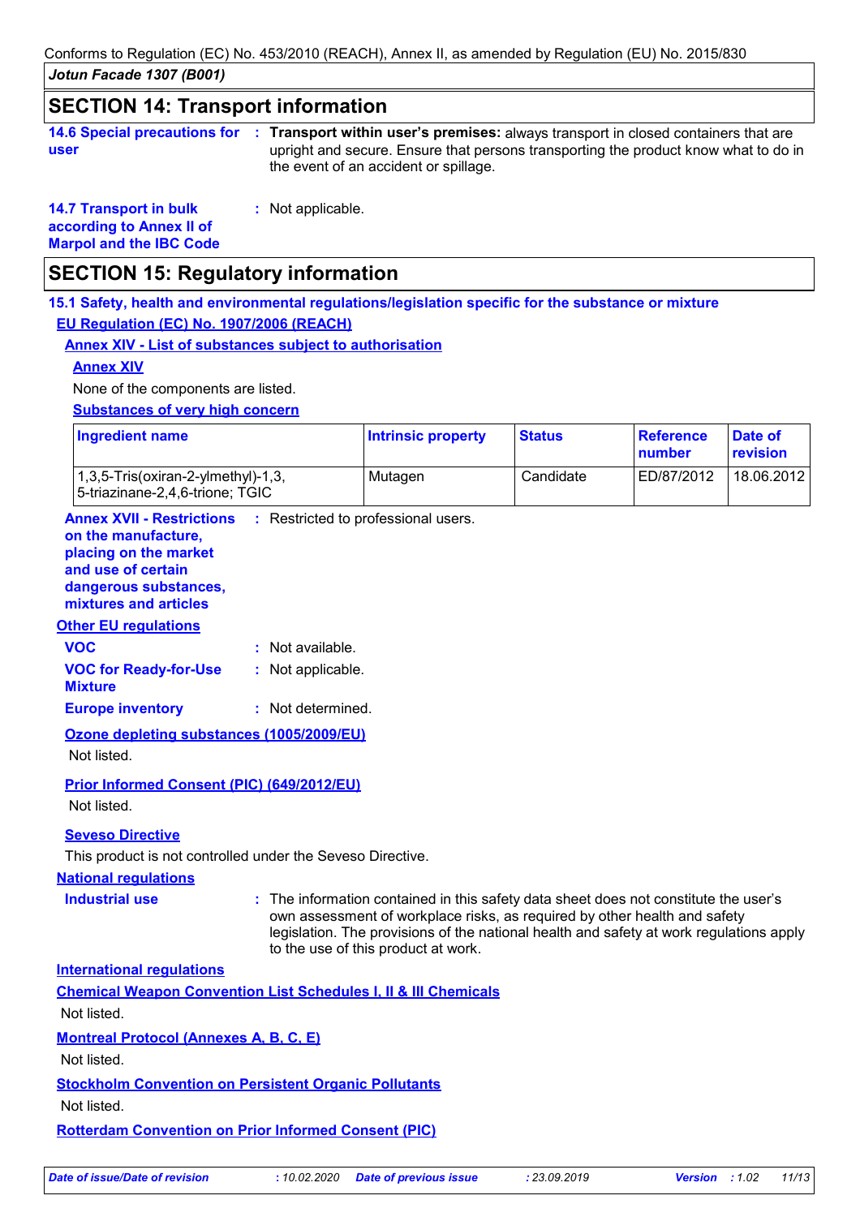## SECTION 14: Transport information

**14.6 Special precautions for user** : **Transport within user's premises:** always transport in closed containers that are upright and secure. Ensure that persons transporting the product know what to do in the event of an accident or spillage.

**14.7 Transport in bulk according to Annex II of Marpol and the IBC Code** : Not applicable.

## SECTION 15: Regulatory information

### 15.1 Safety, health and environmental regulations/legislation specific for the substance or mixture

**EU Regulation (EC) No. 1907/2006 (REACH)**

**Annex XIV - List of substances subject to authorisation**

**Annex XIV**

None of the components are listed.

**Substances of very high concern**

| Ingredient name | Intrinsic property | Status | Reference number | Date of revision |
|---|---|---|---|---|
| 1,3,5-Tris(oxiran-2-ylmethyl)-1,3, 5-triazinane-2,4,6-trione; TGIC | Mutagen | Candidate | ED/87/2012 | 18.06.2012 |

**Annex XVII - Restrictions on the manufacture, placing on the market and use of certain dangerous substances, mixtures and articles** : Restricted to professional users.

**Other EU regulations**

**VOC** : Not available.

**VOC for Ready-for-Use Mixture** : Not applicable.

**Europe inventory** : Not determined.

**Ozone depleting substances (1005/2009/EU)**

Not listed.

**Prior Informed Consent (PIC) (649/2012/EU)**

Not listed.

**Seveso Directive**

This product is not controlled under the Seveso Directive.

**National regulations**

**Industrial use** : The information contained in this safety data sheet does not constitute the user's own assessment of workplace risks, as required by other health and safety legislation. The provisions of the national health and safety at work regulations apply to the use of this product at work.

**International regulations**

**Chemical Weapon Convention List Schedules I, II & III Chemicals**

Not listed.

**Montreal Protocol (Annexes A, B, C, E)**

Not listed.

**Stockholm Convention on Persistent Organic Pollutants**

Not listed.

**Rotterdam Convention on Prior Informed Consent (PIC)**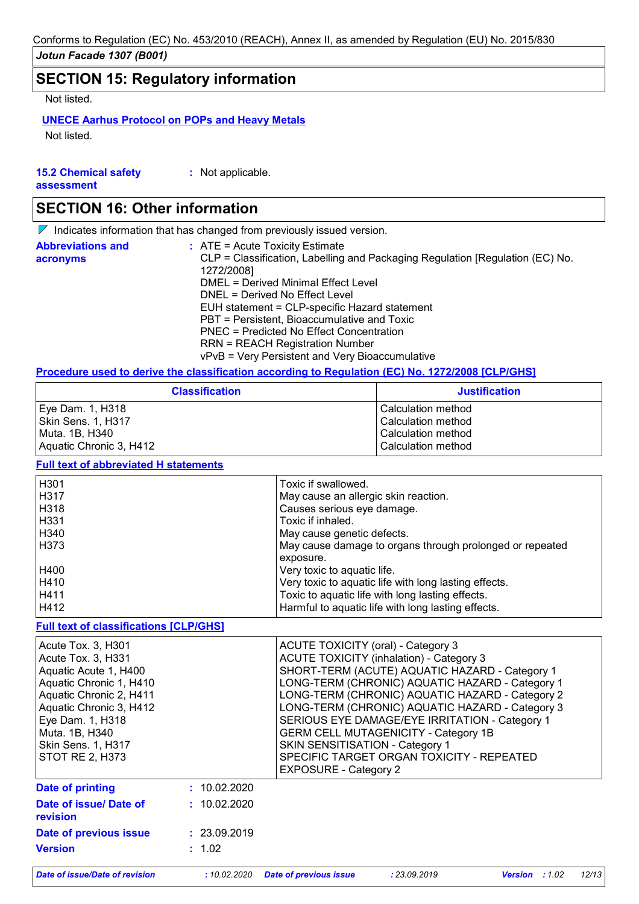## SECTION 15: Regulatory information

Not listed.

**UNECE Aarhus Protocol on POPs and Heavy Metals**

Not listed.

**15.2 Chemical safety assessment** : Not applicable.

## SECTION 16: Other information

Indicates information that has changed from previously issued version.

**Abbreviations and acronyms** :
ATE = Acute Toxicity Estimate
CLP = Classification, Labelling and Packaging Regulation [Regulation (EC) No. 1272/2008]
DMEL = Derived Minimal Effect Level
DNEL = Derived No Effect Level
EUH statement = CLP-specific Hazard statement
PBT = Persistent, Bioaccumulative and Toxic
PNEC = Predicted No Effect Concentration
RRN = REACH Registration Number
vPvB = Very Persistent and Very Bioaccumulative

**Procedure used to derive the classification according to Regulation (EC) No. 1272/2008 [CLP/GHS]**

| Classification | Justification |
|---|---|
| Eye Dam. 1, H318 | Calculation method |
| Skin Sens. 1, H317 | Calculation method |
| Muta. 1B, H340 | Calculation method |
| Aquatic Chronic 3, H412 | Calculation method |

**Full text of abbreviated H statements**

| | |
|---|---|
| H301 | Toxic if swallowed. |
| H317 | May cause an allergic skin reaction. |
| H318 | Causes serious eye damage. |
| H331 | Toxic if inhaled. |
| H340 | May cause genetic defects. |
| H373 | May cause damage to organs through prolonged or repeated exposure. |
| H400 | Very toxic to aquatic life. |
| H410 | Very toxic to aquatic life with long lasting effects. |
| H411 | Toxic to aquatic life with long lasting effects. |
| H412 | Harmful to aquatic life with long lasting effects. |

**Full text of classifications [CLP/GHS]**

| | |
|---|---|
| Acute Tox. 3, H301 | ACUTE TOXICITY (oral) - Category 3 |
| Acute Tox. 3, H331 | ACUTE TOXICITY (inhalation) - Category 3 |
| Aquatic Acute 1, H400 | SHORT-TERM (ACUTE) AQUATIC HAZARD - Category 1 |
| Aquatic Chronic 1, H410 | LONG-TERM (CHRONIC) AQUATIC HAZARD - Category 1 |
| Aquatic Chronic 2, H411 | LONG-TERM (CHRONIC) AQUATIC HAZARD - Category 2 |
| Aquatic Chronic 3, H412 | LONG-TERM (CHRONIC) AQUATIC HAZARD - Category 3 |
| Eye Dam. 1, H318 | SERIOUS EYE DAMAGE/EYE IRRITATION - Category 1 |
| Muta. 1B, H340 | GERM CELL MUTAGENICITY - Category 1B |
| Skin Sens. 1, H317 | SKIN SENSITISATION - Category 1 |
| STOT RE 2, H373 | SPECIFIC TARGET ORGAN TOXICITY - REPEATED EXPOSURE - Category 2 |

**Date of printing** : 10.02.2020

**Date of issue/ Date of revision** : 10.02.2020

**Date of previous issue** : 23.09.2019

**Version** : 1.02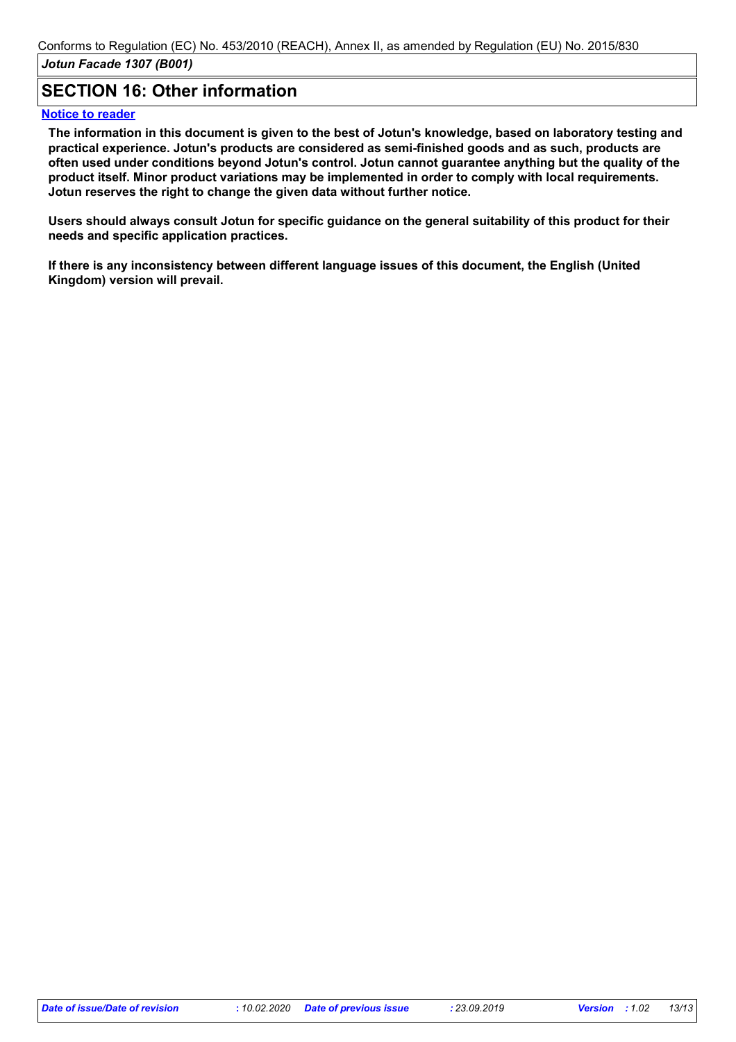## SECTION 16: Other information

**Notice to reader**

**The information in this document is given to the best of Jotun's knowledge, based on laboratory testing and practical experience. Jotun's products are considered as semi-finished goods and as such, products are often used under conditions beyond Jotun's control. Jotun cannot guarantee anything but the quality of the product itself. Minor product variations may be implemented in order to comply with local requirements. Jotun reserves the right to change the given data without further notice.**

**Users should always consult Jotun for specific guidance on the general suitability of this product for their needs and specific application practices.**

**If there is any inconsistency between different language issues of this document, the English (United Kingdom) version will prevail.**